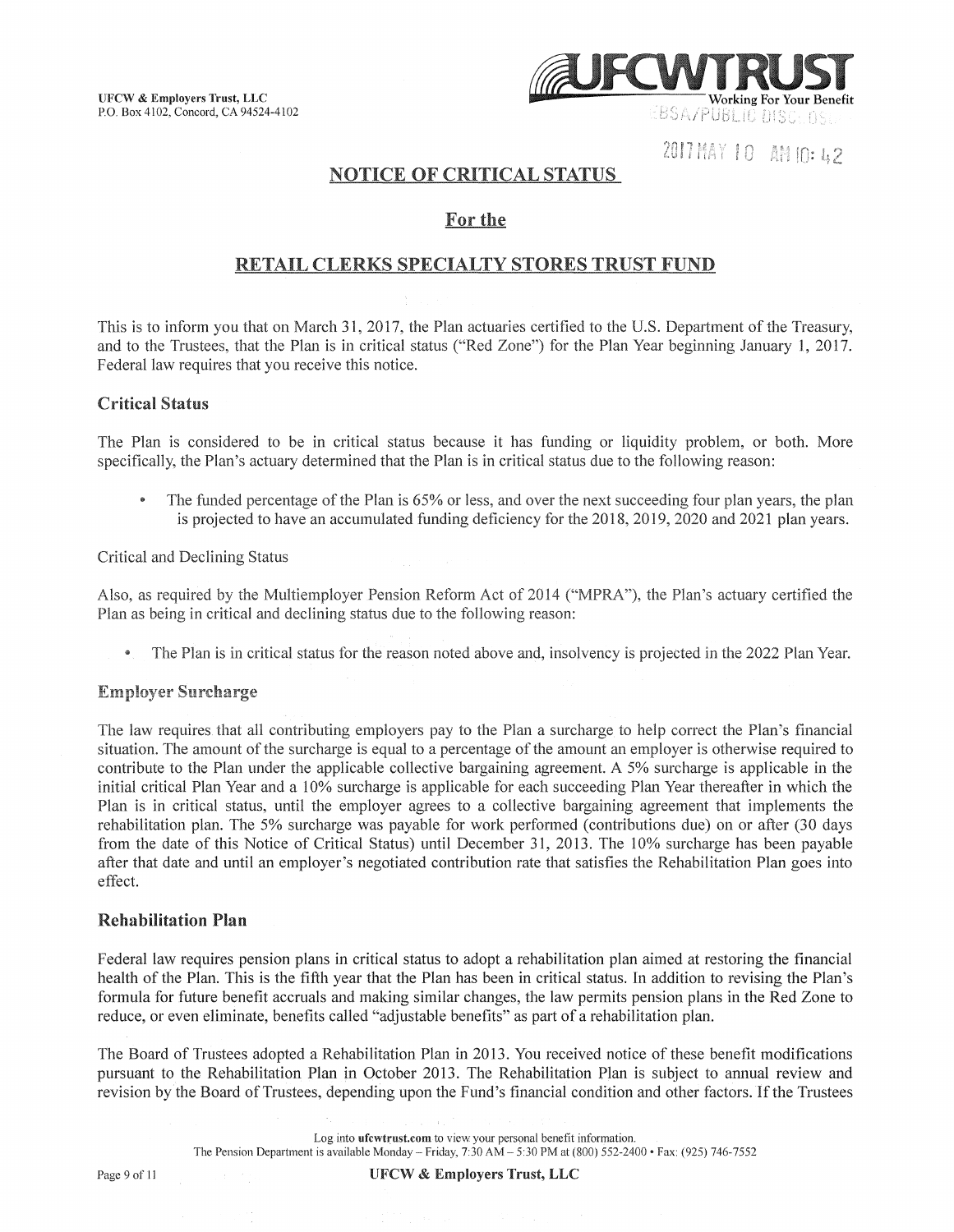UFCW & Employers Trust, LLC
P.O. Box 4102, Concord, CA 94524-4102

UFCWTRUST
Working For Your Benefit

# NOTICE OF CRITICAL STATUS

## For the

## RETAIL CLERKS SPECIALTY STORES TRUST FUND

This is to inform you that on March 31, 2017, the Plan actuaries certified to the U.S. Department of the Treasury, and to the Trustees, that the Plan is in critical status ("Red Zone") for the Plan Year beginning January 1, 2017. Federal law requires that you receive this notice.

### Critical Status

The Plan is considered to be in critical status because it has funding or liquidity problem, or both. More specifically, the Plan's actuary determined that the Plan is in critical status due to the following reason:

- The funded percentage of the Plan is 65% or less, and over the next succeeding four plan years, the plan is projected to have an accumulated funding deficiency for the 2018, 2019, 2020 and 2021 plan years.

Critical and Declining Status

Also, as required by the Multiemployer Pension Reform Act of 2014 ("MPRA"), the Plan's actuary certified the Plan as being in critical and declining status due to the following reason:

- The Plan is in critical status for the reason noted above and, insolvency is projected in the 2022 Plan Year.

### Employer Surcharge

The law requires that all contributing employers pay to the Plan a surcharge to help correct the Plan's financial situation. The amount of the surcharge is equal to a percentage of the amount an employer is otherwise required to contribute to the Plan under the applicable collective bargaining agreement. A 5% surcharge is applicable in the initial critical Plan Year and a 10% surcharge is applicable for each succeeding Plan Year thereafter in which the Plan is in critical status, until the employer agrees to a collective bargaining agreement that implements the rehabilitation plan. The 5% surcharge was payable for work performed (contributions due) on or after (30 days from the date of this Notice of Critical Status) until December 31, 2013. The 10% surcharge has been payable after that date and until an employer's negotiated contribution rate that satisfies the Rehabilitation Plan goes into effect.

### Rehabilitation Plan

Federal law requires pension plans in critical status to adopt a rehabilitation plan aimed at restoring the financial health of the Plan. This is the fifth year that the Plan has been in critical status. In addition to revising the Plan's formula for future benefit accruals and making similar changes, the law permits pension plans in the Red Zone to reduce, or even eliminate, benefits called "adjustable benefits" as part of a rehabilitation plan.

The Board of Trustees adopted a Rehabilitation Plan in 2013. You received notice of these benefit modifications pursuant to the Rehabilitation Plan in October 2013. The Rehabilitation Plan is subject to annual review and revision by the Board of Trustees, depending upon the Fund's financial condition and other factors. If the Trustees

Log into **ufcwtrust.com** to view your personal benefit information.
The Pension Department is available Monday – Friday, 7:30 AM – 5:30 PM at (800) 552-2400 • Fax: (925) 746-7552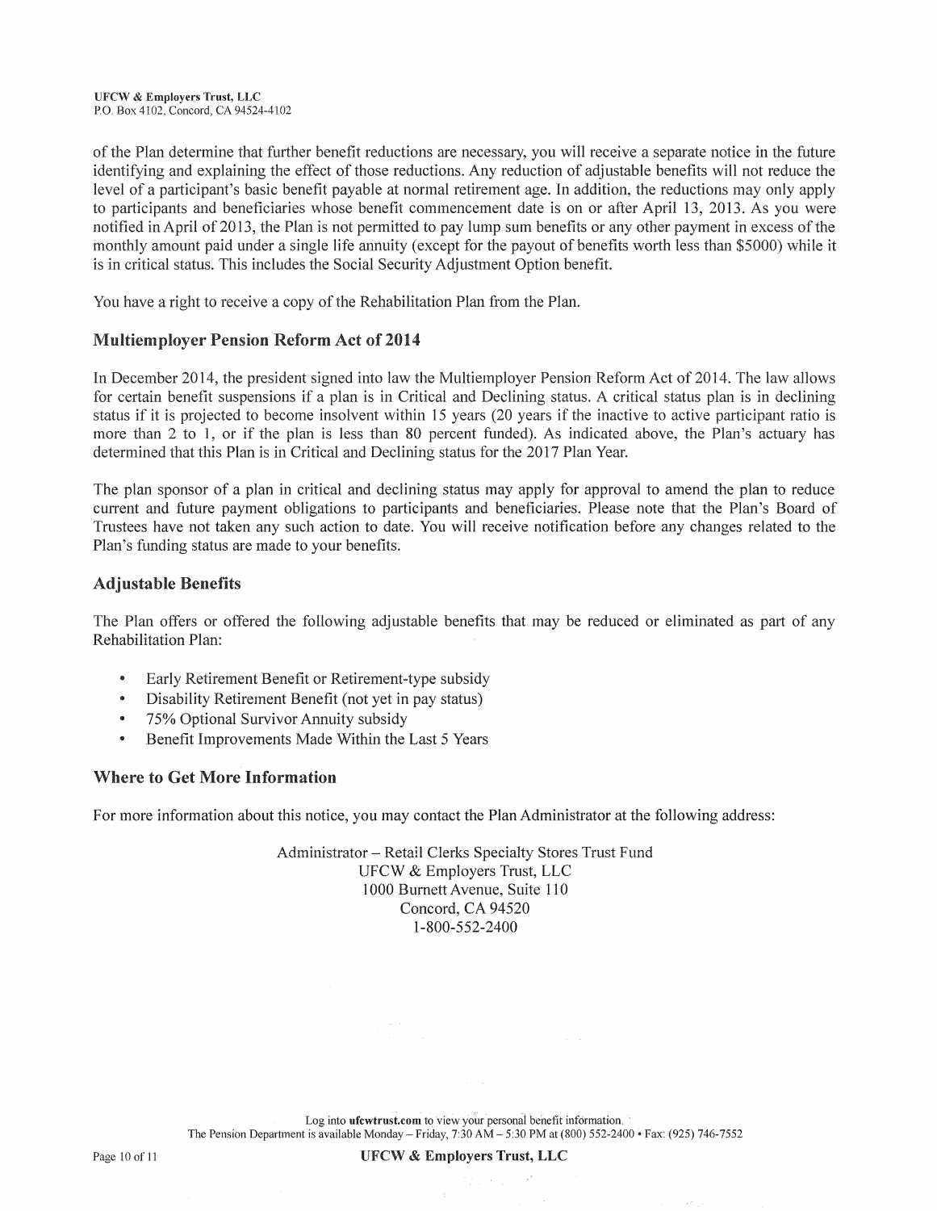of the Plan determine that further benefit reductions are necessary, you will receive a separate notice in the future identifying and explaining the effect of those reductions. Any reduction of adjustable benefits will not reduce the level of a participant's basic benefit payable at normal retirement age. In addition, the reductions may only apply to participants and beneficiaries whose benefit commencement date is on or after April 13, 2013. As you were notified in April of 2013, the Plan is not permitted to pay lump sum benefits or any other payment in excess of the monthly amount paid under a single life annuity (except for the payout of benefits worth less than $5000) while it is in critical status. This includes the Social Security Adjustment Option benefit.

You have a right to receive a copy of the Rehabilitation Plan from the Plan.

## Multiemployer Pension Reform Act of 2014

In December 2014, the president signed into law the Multiemployer Pension Reform Act of 2014. The law allows for certain benefit suspensions if a plan is in Critical and Declining status. A critical status plan is in declining status if it is projected to become insolvent within 15 years (20 years if the inactive to active participant ratio is more than 2 to 1, or if the plan is less than 80 percent funded). As indicated above, the Plan's actuary has determined that this Plan is in Critical and Declining status for the 2017 Plan Year.

The plan sponsor of a plan in critical and declining status may apply for approval to amend the plan to reduce current and future payment obligations to participants and beneficiaries. Please note that the Plan's Board of Trustees have not taken any such action to date. You will receive notification before any changes related to the Plan's funding status are made to your benefits.

## Adjustable Benefits

The Plan offers or offered the following adjustable benefits that may be reduced or eliminated as part of any Rehabilitation Plan:

- Early Retirement Benefit or Retirement-type subsidy
- Disability Retirement Benefit (not yet in pay status)
- 75% Optional Survivor Annuity subsidy
- Benefit Improvements Made Within the Last 5 Years

## Where to Get More Information

For more information about this notice, you may contact the Plan Administrator at the following address:

Administrator – Retail Clerks Specialty Stores Trust Fund
UFCW & Employers Trust, LLC
1000 Burnett Avenue, Suite 110
Concord, CA 94520
1-800-552-2400